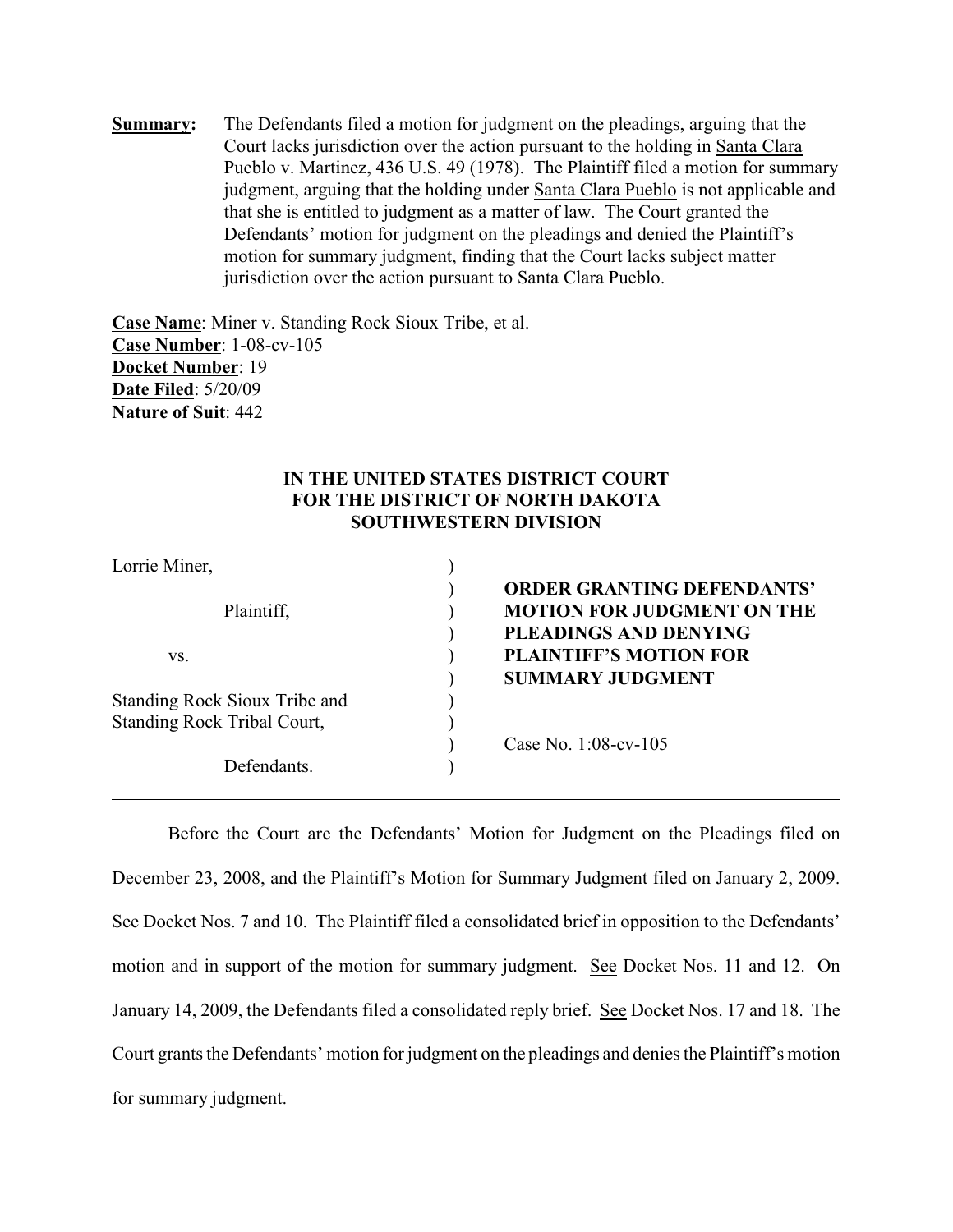**Summary:** The Defendants filed a motion for judgment on the pleadings, arguing that the Court lacks jurisdiction over the action pursuant to the holding in Santa Clara Pueblo v. Martinez, 436 U.S. 49 (1978). The Plaintiff filed a motion for summary judgment, arguing that the holding under Santa Clara Pueblo is not applicable and that she is entitled to judgment as a matter of law. The Court granted the Defendants' motion for judgment on the pleadings and denied the Plaintiff's motion for summary judgment, finding that the Court lacks subject matter jurisdiction over the action pursuant to Santa Clara Pueblo.

**Case Name**: Miner v. Standing Rock Sioux Tribe, et al.
**Case Number**: 1-08-cv-105
**Docket Number**: 19
**Date Filed**: 5/20/09
**Nature of Suit**: 442

**IN THE UNITED STATES DISTRICT COURT**
**FOR THE DISTRICT OF NORTH DAKOTA**
**SOUTHWESTERN DIVISION**

| | | |
|---|---|---|
| Lorrie Miner, | ) | |
| | ) | **ORDER GRANTING DEFENDANTS'** |
| Plaintiff, | ) | **MOTION FOR JUDGMENT ON THE** |
| | ) | **PLEADINGS AND DENYING** |
| vs. | ) | **PLAINTIFF'S MOTION FOR** |
| | ) | **SUMMARY JUDGMENT** |
| Standing Rock Sioux Tribe and | ) | |
| Standing Rock Tribal Court, | ) | |
| | ) | Case No. 1:08-cv-105 |
| Defendants. | ) | |

Before the Court are the Defendants' Motion for Judgment on the Pleadings filed on December 23, 2008, and the Plaintiff's Motion for Summary Judgment filed on January 2, 2009. See Docket Nos. 7 and 10. The Plaintiff filed a consolidated brief in opposition to the Defendants' motion and in support of the motion for summary judgment. See Docket Nos. 11 and 12. On January 14, 2009, the Defendants filed a consolidated reply brief. See Docket Nos. 17 and 18. The Court grants the Defendants' motion for judgment on the pleadings and denies the Plaintiff's motion for summary judgment.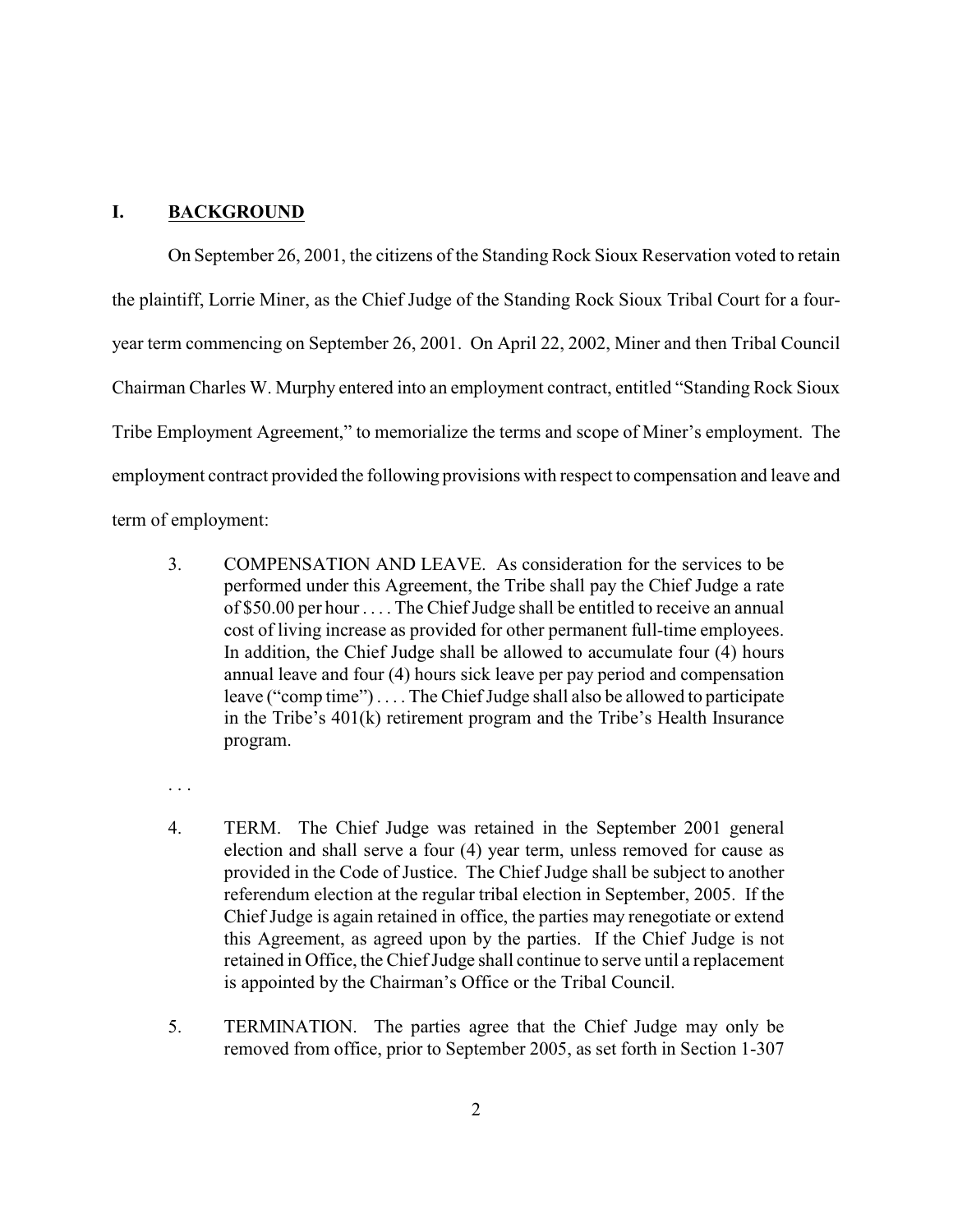## I. BACKGROUND

On September 26, 2001, the citizens of the Standing Rock Sioux Reservation voted to retain the plaintiff, Lorrie Miner, as the Chief Judge of the Standing Rock Sioux Tribal Court for a four-year term commencing on September 26, 2001. On April 22, 2002, Miner and then Tribal Council Chairman Charles W. Murphy entered into an employment contract, entitled "Standing Rock Sioux Tribe Employment Agreement," to memorialize the terms and scope of Miner's employment. The employment contract provided the following provisions with respect to compensation and leave and term of employment:

> 3. COMPENSATION AND LEAVE. As consideration for the services to be performed under this Agreement, the Tribe shall pay the Chief Judge a rate of $50.00 per hour . . . . The Chief Judge shall be entitled to receive an annual cost of living increase as provided for other permanent full-time employees. In addition, the Chief Judge shall be allowed to accumulate four (4) hours annual leave and four (4) hours sick leave per pay period and compensation leave ("comp time") . . . . The Chief Judge shall also be allowed to participate in the Tribe's 401(k) retirement program and the Tribe's Health Insurance program.
>
> . . .
>
> 4. TERM. The Chief Judge was retained in the September 2001 general election and shall serve a four (4) year term, unless removed for cause as provided in the Code of Justice. The Chief Judge shall be subject to another referendum election at the regular tribal election in September, 2005. If the Chief Judge is again retained in office, the parties may renegotiate or extend this Agreement, as agreed upon by the parties. If the Chief Judge is not retained in Office, the Chief Judge shall continue to serve until a replacement is appointed by the Chairman's Office or the Tribal Council.
>
> 5. TERMINATION. The parties agree that the Chief Judge may only be removed from office, prior to September 2005, as set forth in Section 1-307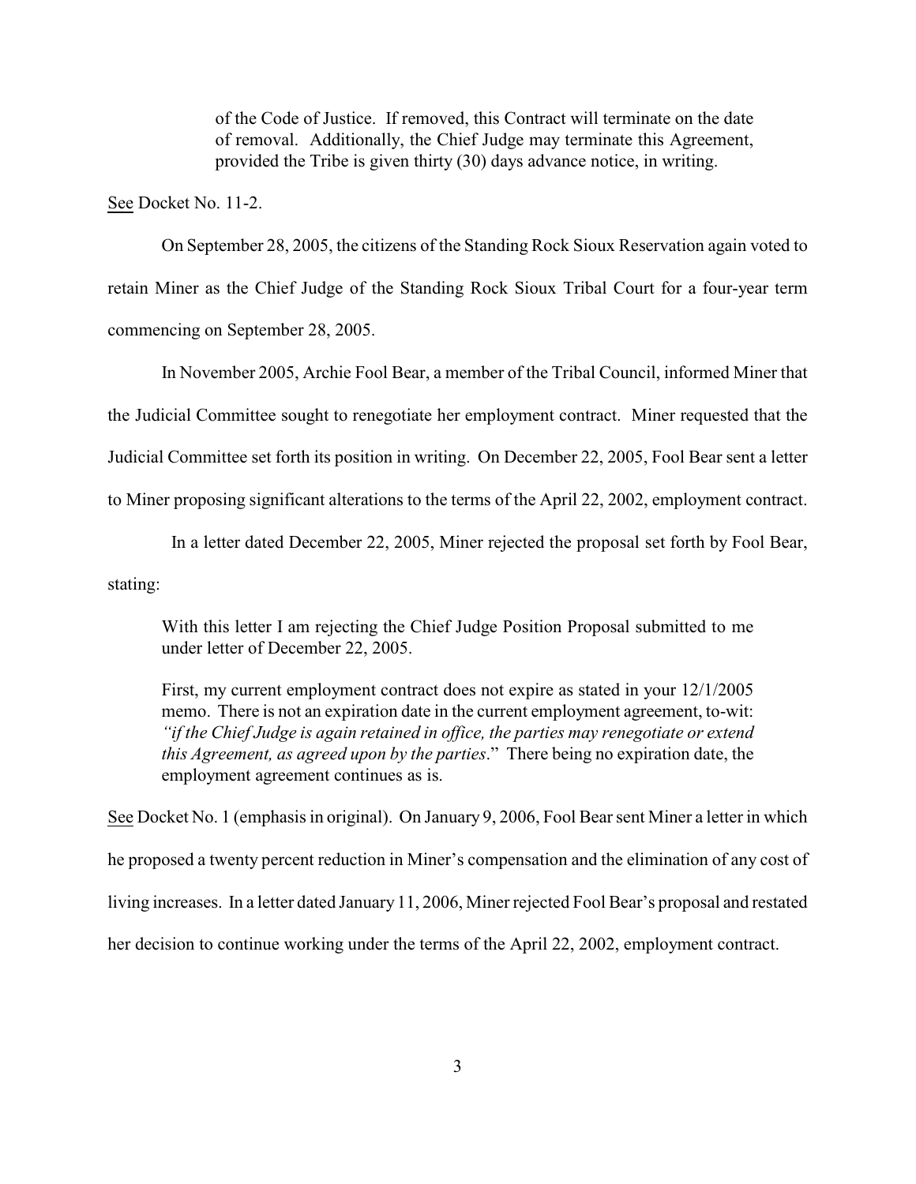> of the Code of Justice. If removed, this Contract will terminate on the date of removal. Additionally, the Chief Judge may terminate this Agreement, provided the Tribe is given thirty (30) days advance notice, in writing.

See Docket No. 11-2.

On September 28, 2005, the citizens of the Standing Rock Sioux Reservation again voted to retain Miner as the Chief Judge of the Standing Rock Sioux Tribal Court for a four-year term commencing on September 28, 2005.

In November 2005, Archie Fool Bear, a member of the Tribal Council, informed Miner that the Judicial Committee sought to renegotiate her employment contract. Miner requested that the Judicial Committee set forth its position in writing. On December 22, 2005, Fool Bear sent a letter to Miner proposing significant alterations to the terms of the April 22, 2002, employment contract.

In a letter dated December 22, 2005, Miner rejected the proposal set forth by Fool Bear, stating:

> With this letter I am rejecting the Chief Judge Position Proposal submitted to me under letter of December 22, 2005.
>
> First, my current employment contract does not expire as stated in your 12/1/2005 memo. There is not an expiration date in the current employment agreement, to-wit: *"if the Chief Judge is again retained in office, the parties may renegotiate or extend this Agreement, as agreed upon by the parties*." There being no expiration date, the employment agreement continues as is.

See Docket No. 1 (emphasis in original). On January 9, 2006, Fool Bear sent Miner a letter in which he proposed a twenty percent reduction in Miner's compensation and the elimination of any cost of living increases. In a letter dated January 11, 2006, Miner rejected Fool Bear's proposal and restated her decision to continue working under the terms of the April 22, 2002, employment contract.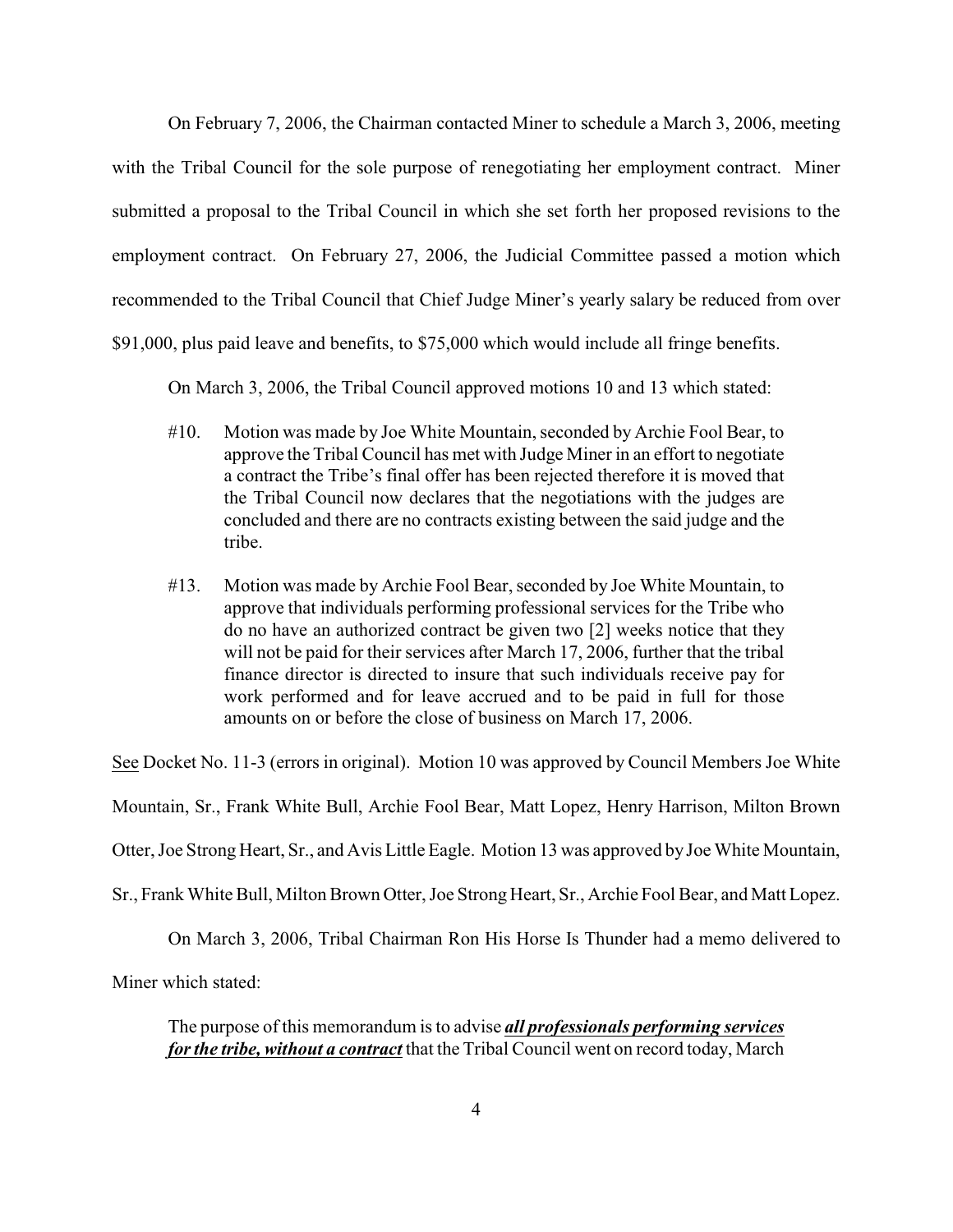On February 7, 2006, the Chairman contacted Miner to schedule a March 3, 2006, meeting with the Tribal Council for the sole purpose of renegotiating her employment contract. Miner submitted a proposal to the Tribal Council in which she set forth her proposed revisions to the employment contract. On February 27, 2006, the Judicial Committee passed a motion which recommended to the Tribal Council that Chief Judge Miner's yearly salary be reduced from over \$91,000, plus paid leave and benefits, to \$75,000 which would include all fringe benefits.

On March 3, 2006, the Tribal Council approved motions 10 and 13 which stated:

> #10. Motion was made by Joe White Mountain, seconded by Archie Fool Bear, to approve the Tribal Council has met with Judge Miner in an effort to negotiate a contract the Tribe's final offer has been rejected therefore it is moved that the Tribal Council now declares that the negotiations with the judges are concluded and there are no contracts existing between the said judge and the tribe.
>
> #13. Motion was made by Archie Fool Bear, seconded by Joe White Mountain, to approve that individuals performing professional services for the Tribe who do no have an authorized contract be given two [2] weeks notice that they will not be paid for their services after March 17, 2006, further that the tribal finance director is directed to insure that such individuals receive pay for work performed and for leave accrued and to be paid in full for those amounts on or before the close of business on March 17, 2006.

See Docket No. 11-3 (errors in original). Motion 10 was approved by Council Members Joe White Mountain, Sr., Frank White Bull, Archie Fool Bear, Matt Lopez, Henry Harrison, Milton Brown Otter, Joe Strong Heart, Sr., and Avis Little Eagle. Motion 13 was approved by Joe White Mountain, Sr., Frank White Bull, Milton Brown Otter, Joe Strong Heart, Sr., Archie Fool Bear, and Matt Lopez.

On March 3, 2006, Tribal Chairman Ron His Horse Is Thunder had a memo delivered to Miner which stated:

> The purpose of this memorandum is to advise ***all professionals performing services for the tribe, without a contract*** that the Tribal Council went on record today, March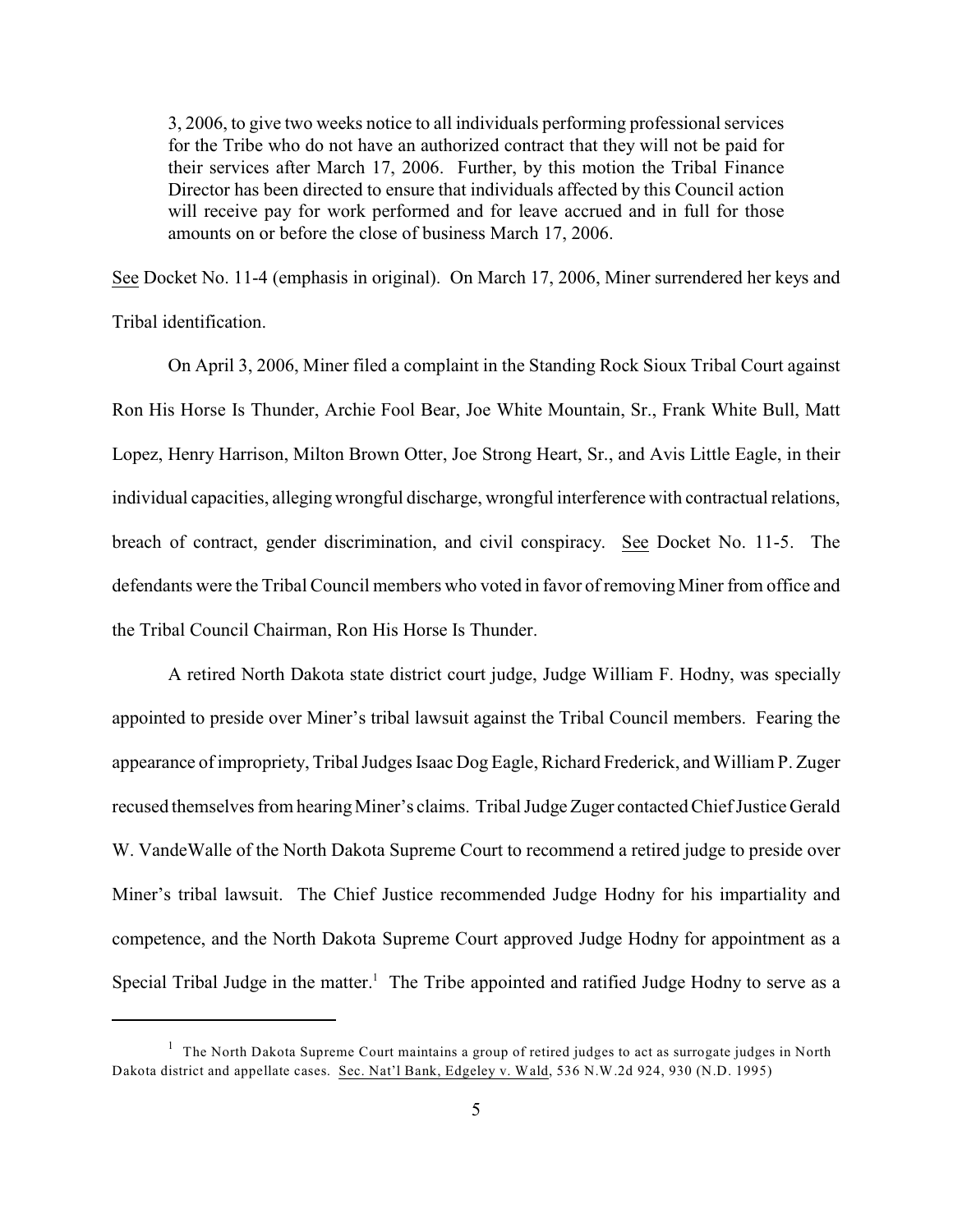> 3, 2006, to give two weeks notice to all individuals performing professional services for the Tribe who do not have an authorized contract that they will not be paid for their services after March 17, 2006. Further, by this motion the Tribal Finance Director has been directed to ensure that individuals affected by this Council action will receive pay for work performed and for leave accrued and in full for those amounts on or before the close of business March 17, 2006.

See Docket No. 11-4 (emphasis in original). On March 17, 2006, Miner surrendered her keys and Tribal identification.

On April 3, 2006, Miner filed a complaint in the Standing Rock Sioux Tribal Court against Ron His Horse Is Thunder, Archie Fool Bear, Joe White Mountain, Sr., Frank White Bull, Matt Lopez, Henry Harrison, Milton Brown Otter, Joe Strong Heart, Sr., and Avis Little Eagle, in their individual capacities, alleging wrongful discharge, wrongful interference with contractual relations, breach of contract, gender discrimination, and civil conspiracy. See Docket No. 11-5. The defendants were the Tribal Council members who voted in favor of removing Miner from office and the Tribal Council Chairman, Ron His Horse Is Thunder.

A retired North Dakota state district court judge, Judge William F. Hodny, was specially appointed to preside over Miner's tribal lawsuit against the Tribal Council members. Fearing the appearance of impropriety, Tribal Judges Isaac Dog Eagle, Richard Frederick, and William P. Zuger recused themselves from hearing Miner's claims. Tribal Judge Zuger contacted Chief Justice Gerald W. VandeWalle of the North Dakota Supreme Court to recommend a retired judge to preside over Miner's tribal lawsuit. The Chief Justice recommended Judge Hodny for his impartiality and competence, and the North Dakota Supreme Court approved Judge Hodny for appointment as a Special Tribal Judge in the matter.[1] The Tribe appointed and ratified Judge Hodny to serve as a

[1] The North Dakota Supreme Court maintains a group of retired judges to act as surrogate judges in North Dakota district and appellate cases. Sec. Nat'l Bank, Edgeley v. Wald, 536 N.W.2d 924, 930 (N.D. 1995)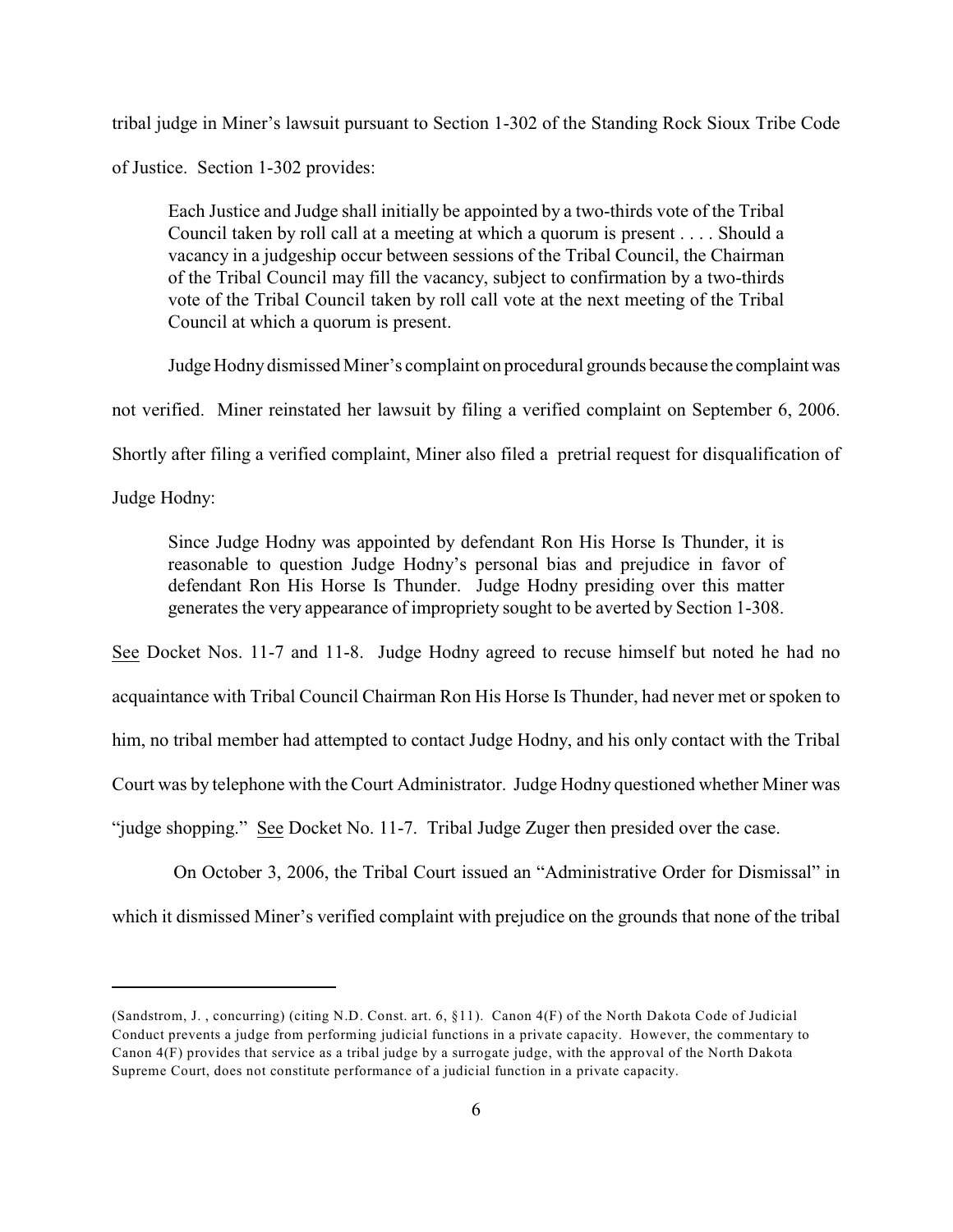tribal judge in Miner's lawsuit pursuant to Section 1-302 of the Standing Rock Sioux Tribe Code of Justice. Section 1-302 provides:

> Each Justice and Judge shall initially be appointed by a two-thirds vote of the Tribal Council taken by roll call at a meeting at which a quorum is present . . . . Should a vacancy in a judgeship occur between sessions of the Tribal Council, the Chairman of the Tribal Council may fill the vacancy, subject to confirmation by a two-thirds vote of the Tribal Council taken by roll call vote at the next meeting of the Tribal Council at which a quorum is present.

Judge Hodny dismissed Miner's complaint on procedural grounds because the complaint was not verified. Miner reinstated her lawsuit by filing a verified complaint on September 6, 2006. Shortly after filing a verified complaint, Miner also filed a pretrial request for disqualification of Judge Hodny:

> Since Judge Hodny was appointed by defendant Ron His Horse Is Thunder, it is reasonable to question Judge Hodny's personal bias and prejudice in favor of defendant Ron His Horse Is Thunder. Judge Hodny presiding over this matter generates the very appearance of impropriety sought to be averted by Section 1-308.

See Docket Nos. 11-7 and 11-8. Judge Hodny agreed to recuse himself but noted he had no acquaintance with Tribal Council Chairman Ron His Horse Is Thunder, had never met or spoken to him, no tribal member had attempted to contact Judge Hodny, and his only contact with the Tribal Court was by telephone with the Court Administrator. Judge Hodny questioned whether Miner was "judge shopping." See Docket No. 11-7. Tribal Judge Zuger then presided over the case.

On October 3, 2006, the Tribal Court issued an "Administrative Order for Dismissal" in which it dismissed Miner's verified complaint with prejudice on the grounds that none of the tribal

---

(Sandstrom, J. , concurring) (citing N.D. Const. art. 6, §11). Canon 4(F) of the North Dakota Code of Judicial Conduct prevents a judge from performing judicial functions in a private capacity. However, the commentary to Canon 4(F) provides that service as a tribal judge by a surrogate judge, with the approval of the North Dakota Supreme Court, does not constitute performance of a judicial function in a private capacity.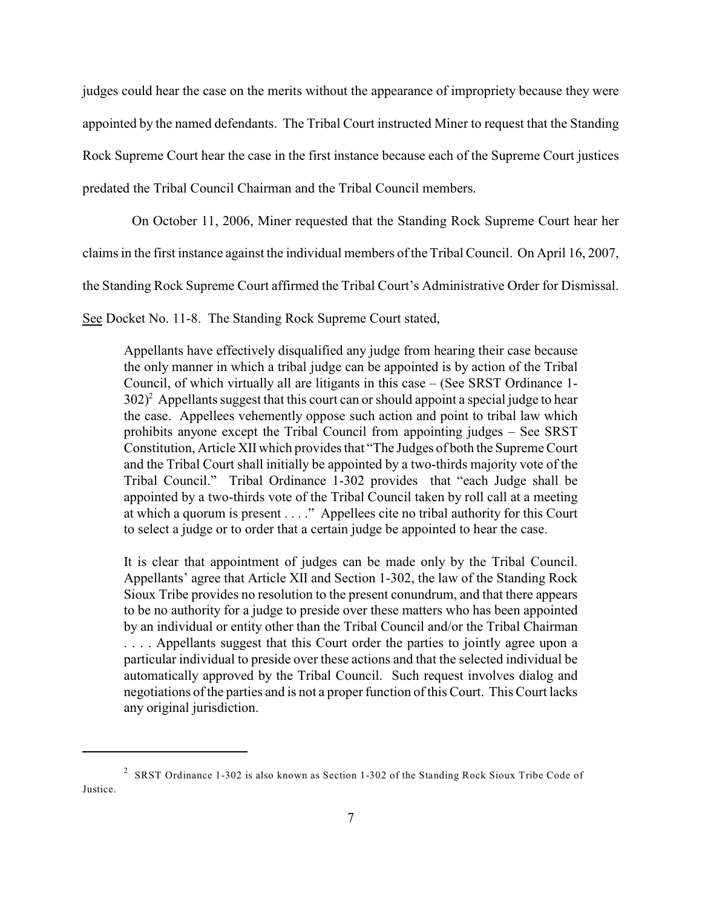judges could hear the case on the merits without the appearance of impropriety because they were appointed by the named defendants. The Tribal Court instructed Miner to request that the Standing Rock Supreme Court hear the case in the first instance because each of the Supreme Court justices predated the Tribal Council Chairman and the Tribal Council members.

On October 11, 2006, Miner requested that the Standing Rock Supreme Court hear her claims in the first instance against the individual members of the Tribal Council. On April 16, 2007, the Standing Rock Supreme Court affirmed the Tribal Court's Administrative Order for Dismissal. See Docket No. 11-8. The Standing Rock Supreme Court stated,

> Appellants have effectively disqualified any judge from hearing their case because the only manner in which a tribal judge can be appointed is by action of the Tribal Council, of which virtually all are litigants in this case – (See SRST Ordinance 1-302)[2] Appellants suggest that this court can or should appoint a special judge to hear the case. Appellees vehemently oppose such action and point to tribal law which prohibits anyone except the Tribal Council from appointing judges – See SRST Constitution, Article XII which provides that "The Judges of both the Supreme Court and the Tribal Court shall initially be appointed by a two-thirds majority vote of the Tribal Council." Tribal Ordinance 1-302 provides that "each Judge shall be appointed by a two-thirds vote of the Tribal Council taken by roll call at a meeting at which a quorum is present . . . ." Appellees cite no tribal authority for this Court to select a judge or to order that a certain judge be appointed to hear the case.
>
> It is clear that appointment of judges can be made only by the Tribal Council. Appellants' agree that Article XII and Section 1-302, the law of the Standing Rock Sioux Tribe provides no resolution to the present conundrum, and that there appears to be no authority for a judge to preside over these matters who has been appointed by an individual or entity other than the Tribal Council and/or the Tribal Chairman . . . . Appellants suggest that this Court order the parties to jointly agree upon a particular individual to preside over these actions and that the selected individual be automatically approved by the Tribal Council. Such request involves dialog and negotiations of the parties and is not a proper function of this Court. This Court lacks any original jurisdiction.

---

[2] SRST Ordinance 1-302 is also known as Section 1-302 of the Standing Rock Sioux Tribe Code of Justice.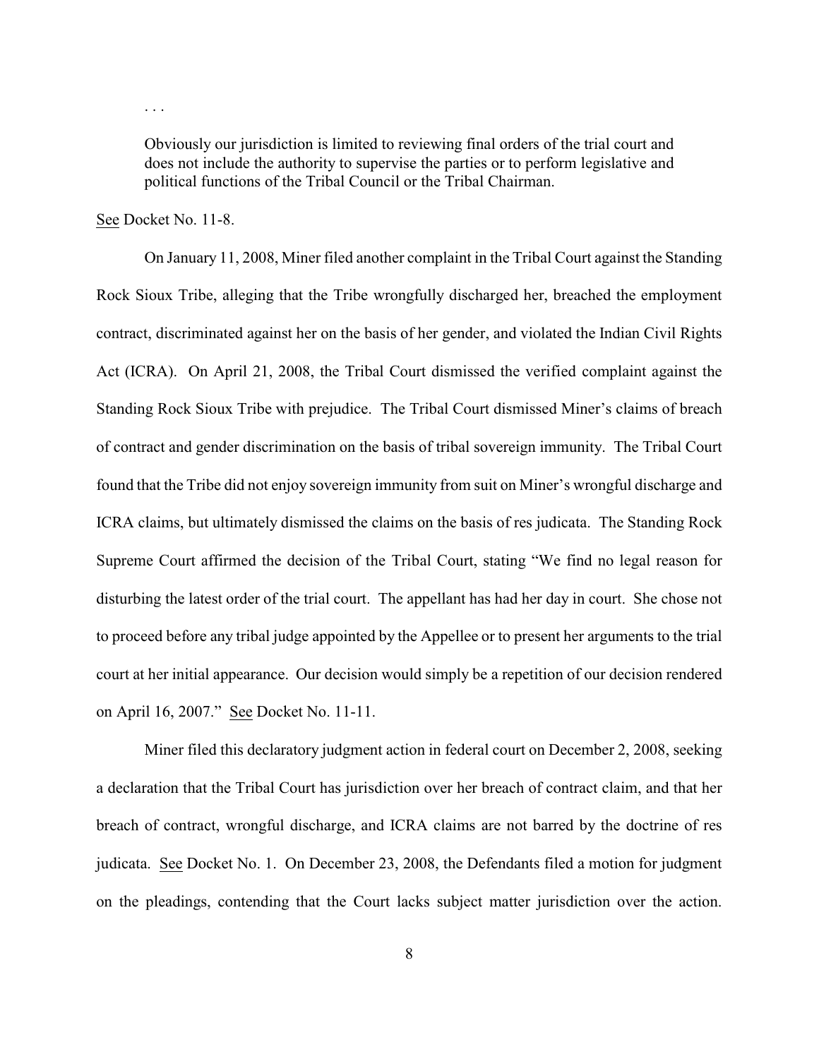> . . .
>
> Obviously our jurisdiction is limited to reviewing final orders of the trial court and does not include the authority to supervise the parties or to perform legislative and political functions of the Tribal Council or the Tribal Chairman.

See Docket No. 11-8.

On January 11, 2008, Miner filed another complaint in the Tribal Court against the Standing Rock Sioux Tribe, alleging that the Tribe wrongfully discharged her, breached the employment contract, discriminated against her on the basis of her gender, and violated the Indian Civil Rights Act (ICRA). On April 21, 2008, the Tribal Court dismissed the verified complaint against the Standing Rock Sioux Tribe with prejudice. The Tribal Court dismissed Miner's claims of breach of contract and gender discrimination on the basis of tribal sovereign immunity. The Tribal Court found that the Tribe did not enjoy sovereign immunity from suit on Miner's wrongful discharge and ICRA claims, but ultimately dismissed the claims on the basis of res judicata. The Standing Rock Supreme Court affirmed the decision of the Tribal Court, stating "We find no legal reason for disturbing the latest order of the trial court. The appellant has had her day in court. She chose not to proceed before any tribal judge appointed by the Appellee or to present her arguments to the trial court at her initial appearance. Our decision would simply be a repetition of our decision rendered on April 16, 2007." See Docket No. 11-11.

Miner filed this declaratory judgment action in federal court on December 2, 2008, seeking a declaration that the Tribal Court has jurisdiction over her breach of contract claim, and that her breach of contract, wrongful discharge, and ICRA claims are not barred by the doctrine of res judicata. See Docket No. 1. On December 23, 2008, the Defendants filed a motion for judgment on the pleadings, contending that the Court lacks subject matter jurisdiction over the action.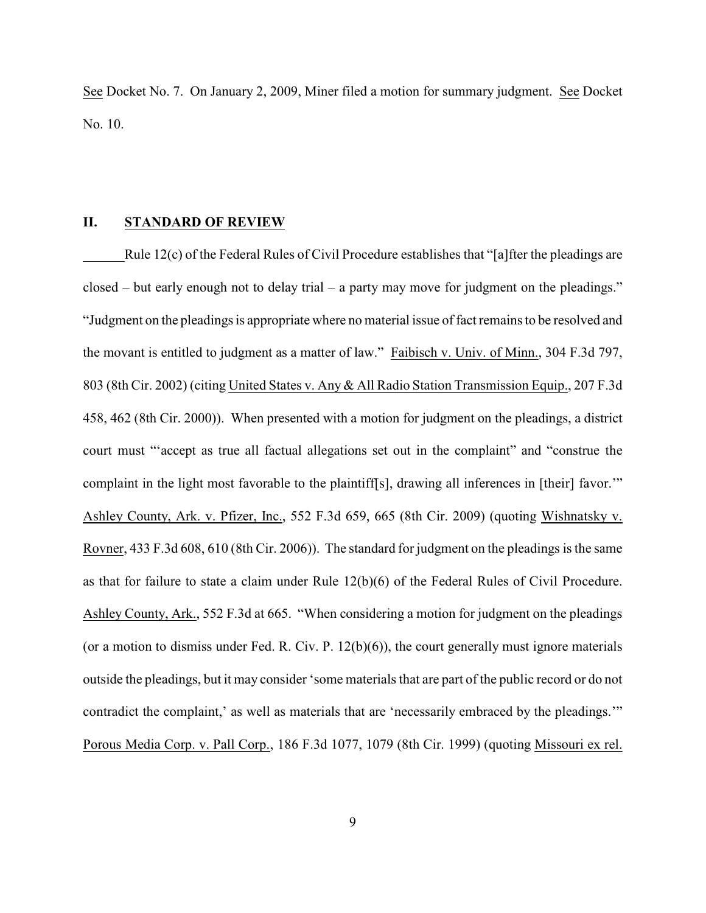See Docket No. 7. On January 2, 2009, Miner filed a motion for summary judgment. See Docket No. 10.

## II. STANDARD OF REVIEW

Rule 12(c) of the Federal Rules of Civil Procedure establishes that "[a]fter the pleadings are closed – but early enough not to delay trial – a party may move for judgment on the pleadings." "Judgment on the pleadings is appropriate where no material issue of fact remains to be resolved and the movant is entitled to judgment as a matter of law." Faibisch v. Univ. of Minn., 304 F.3d 797, 803 (8th Cir. 2002) (citing United States v. Any & All Radio Station Transmission Equip., 207 F.3d 458, 462 (8th Cir. 2000)). When presented with a motion for judgment on the pleadings, a district court must "'accept as true all factual allegations set out in the complaint" and "construe the complaint in the light most favorable to the plaintiff[s], drawing all inferences in [their] favor.'" Ashley County, Ark. v. Pfizer, Inc., 552 F.3d 659, 665 (8th Cir. 2009) (quoting Wishnatsky v. Rovner, 433 F.3d 608, 610 (8th Cir. 2006)). The standard for judgment on the pleadings is the same as that for failure to state a claim under Rule 12(b)(6) of the Federal Rules of Civil Procedure. Ashley County, Ark., 552 F.3d at 665. "When considering a motion for judgment on the pleadings (or a motion to dismiss under Fed. R. Civ. P. 12(b)(6)), the court generally must ignore materials outside the pleadings, but it may consider 'some materials that are part of the public record or do not contradict the complaint,' as well as materials that are 'necessarily embraced by the pleadings.'" Porous Media Corp. v. Pall Corp., 186 F.3d 1077, 1079 (8th Cir. 1999) (quoting Missouri ex rel.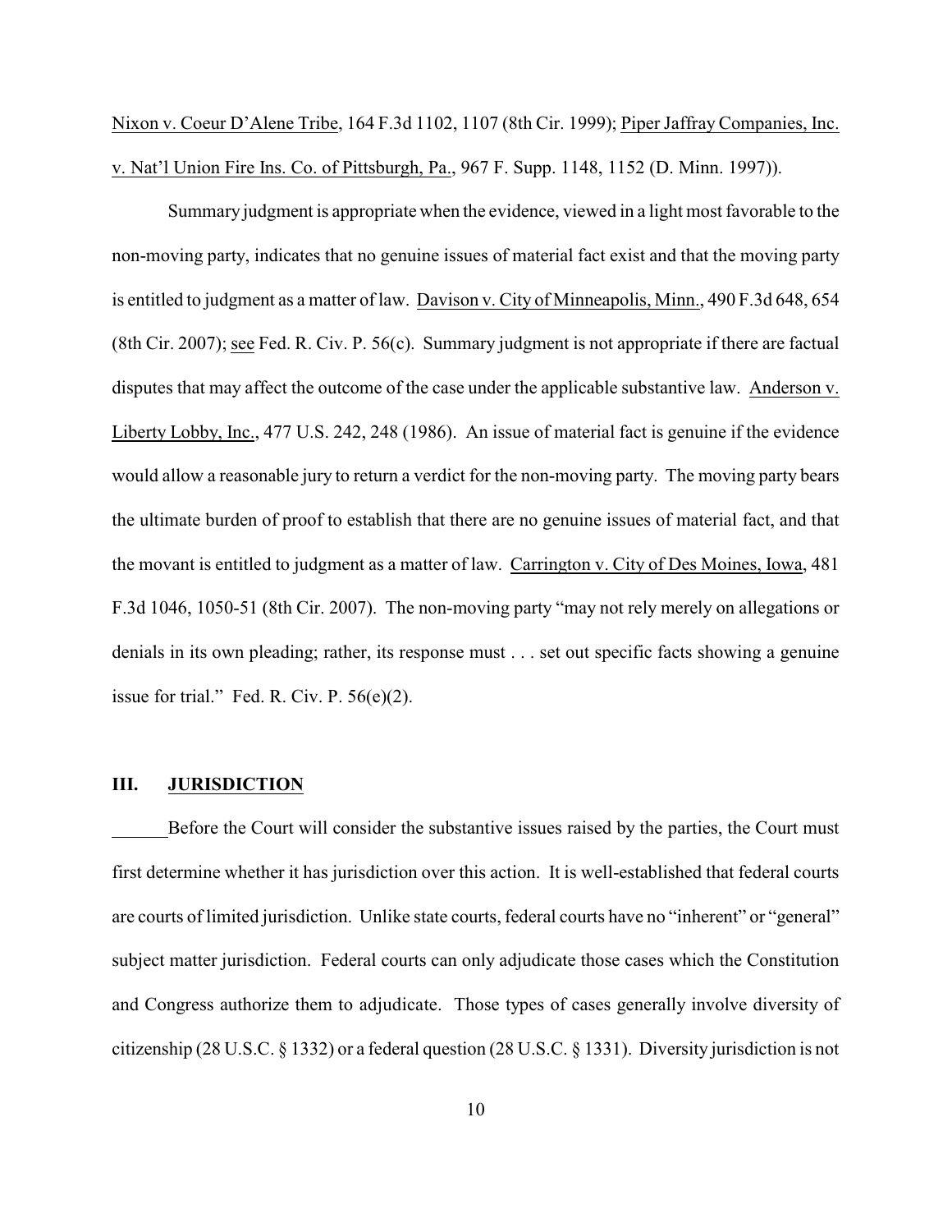Nixon v. Coeur D'Alene Tribe, 164 F.3d 1102, 1107 (8th Cir. 1999); Piper Jaffray Companies, Inc. v. Nat'l Union Fire Ins. Co. of Pittsburgh, Pa., 967 F. Supp. 1148, 1152 (D. Minn. 1997)).

Summary judgment is appropriate when the evidence, viewed in a light most favorable to the non-moving party, indicates that no genuine issues of material fact exist and that the moving party is entitled to judgment as a matter of law. Davison v. City of Minneapolis, Minn., 490 F.3d 648, 654 (8th Cir. 2007); see Fed. R. Civ. P. 56(c). Summary judgment is not appropriate if there are factual disputes that may affect the outcome of the case under the applicable substantive law. Anderson v. Liberty Lobby, Inc., 477 U.S. 242, 248 (1986). An issue of material fact is genuine if the evidence would allow a reasonable jury to return a verdict for the non-moving party. The moving party bears the ultimate burden of proof to establish that there are no genuine issues of material fact, and that the movant is entitled to judgment as a matter of law. Carrington v. City of Des Moines, Iowa, 481 F.3d 1046, 1050-51 (8th Cir. 2007). The non-moving party "may not rely merely on allegations or denials in its own pleading; rather, its response must . . . set out specific facts showing a genuine issue for trial." Fed. R. Civ. P. 56(e)(2).

## III. JURISDICTION

Before the Court will consider the substantive issues raised by the parties, the Court must first determine whether it has jurisdiction over this action. It is well-established that federal courts are courts of limited jurisdiction. Unlike state courts, federal courts have no "inherent" or "general" subject matter jurisdiction. Federal courts can only adjudicate those cases which the Constitution and Congress authorize them to adjudicate. Those types of cases generally involve diversity of citizenship (28 U.S.C. § 1332) or a federal question (28 U.S.C. § 1331). Diversity jurisdiction is not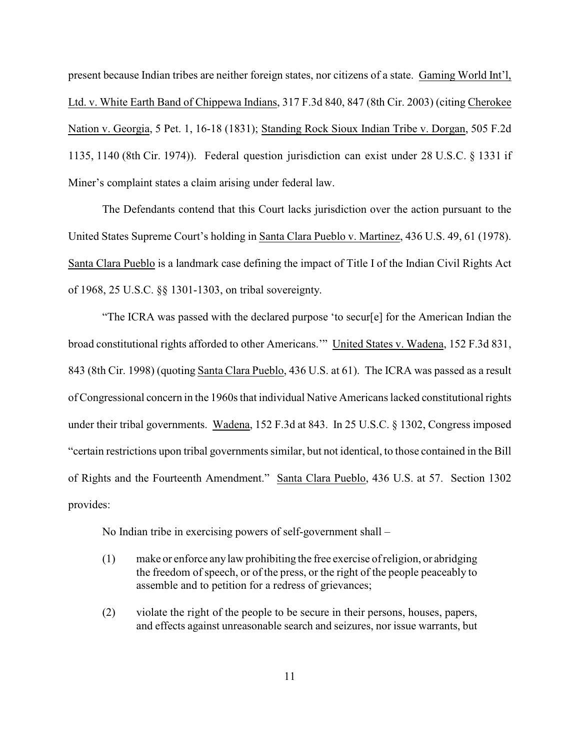present because Indian tribes are neither foreign states, nor citizens of a state. Gaming World Int'l, Ltd. v. White Earth Band of Chippewa Indians, 317 F.3d 840, 847 (8th Cir. 2003) (citing Cherokee Nation v. Georgia, 5 Pet. 1, 16-18 (1831); Standing Rock Sioux Indian Tribe v. Dorgan, 505 F.2d 1135, 1140 (8th Cir. 1974)). Federal question jurisdiction can exist under 28 U.S.C. § 1331 if Miner's complaint states a claim arising under federal law.

The Defendants contend that this Court lacks jurisdiction over the action pursuant to the United States Supreme Court's holding in Santa Clara Pueblo v. Martinez, 436 U.S. 49, 61 (1978). Santa Clara Pueblo is a landmark case defining the impact of Title I of the Indian Civil Rights Act of 1968, 25 U.S.C. §§ 1301-1303, on tribal sovereignty.

"The ICRA was passed with the declared purpose 'to secur[e] for the American Indian the broad constitutional rights afforded to other Americans.'" United States v. Wadena, 152 F.3d 831, 843 (8th Cir. 1998) (quoting Santa Clara Pueblo, 436 U.S. at 61). The ICRA was passed as a result of Congressional concern in the 1960s that individual Native Americans lacked constitutional rights under their tribal governments. Wadena, 152 F.3d at 843. In 25 U.S.C. § 1302, Congress imposed "certain restrictions upon tribal governments similar, but not identical, to those contained in the Bill of Rights and the Fourteenth Amendment." Santa Clara Pueblo, 436 U.S. at 57. Section 1302 provides:

> No Indian tribe in exercising powers of self-government shall –
>
> (1) make or enforce any law prohibiting the free exercise of religion, or abridging the freedom of speech, or of the press, or the right of the people peaceably to assemble and to petition for a redress of grievances;
>
> (2) violate the right of the people to be secure in their persons, houses, papers, and effects against unreasonable search and seizures, nor issue warrants, but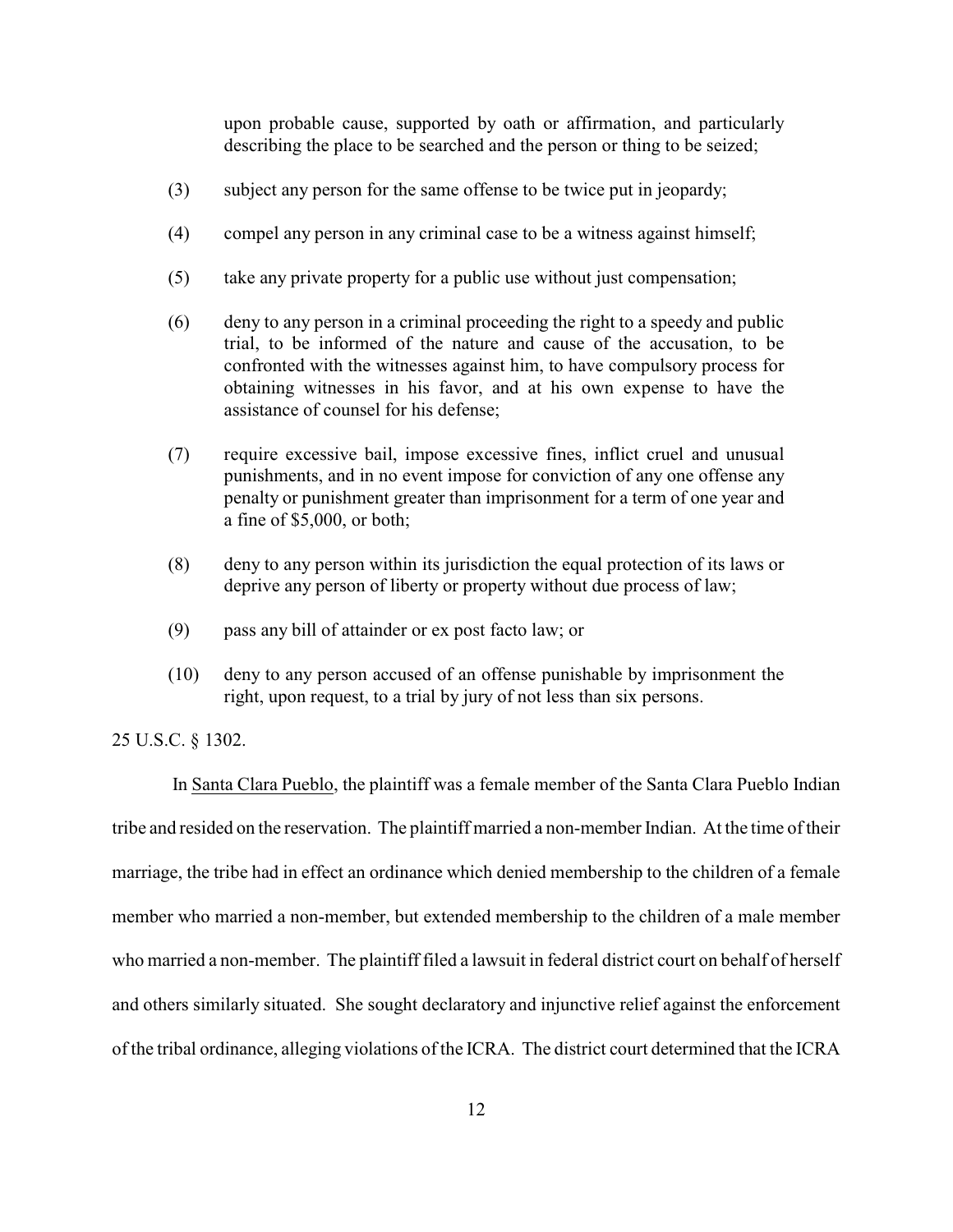upon probable cause, supported by oath or affirmation, and particularly describing the place to be searched and the person or thing to be seized;

(3) subject any person for the same offense to be twice put in jeopardy;

(4) compel any person in any criminal case to be a witness against himself;

(5) take any private property for a public use without just compensation;

(6) deny to any person in a criminal proceeding the right to a speedy and public trial, to be informed of the nature and cause of the accusation, to be confronted with the witnesses against him, to have compulsory process for obtaining witnesses in his favor, and at his own expense to have the assistance of counsel for his defense;

(7) require excessive bail, impose excessive fines, inflict cruel and unusual punishments, and in no event impose for conviction of any one offense any penalty or punishment greater than imprisonment for a term of one year and a fine of $5,000, or both;

(8) deny to any person within its jurisdiction the equal protection of its laws or deprive any person of liberty or property without due process of law;

(9) pass any bill of attainder or ex post facto law; or

(10) deny to any person accused of an offense punishable by imprisonment the right, upon request, to a trial by jury of not less than six persons.

25 U.S.C. § 1302.

In Santa Clara Pueblo, the plaintiff was a female member of the Santa Clara Pueblo Indian tribe and resided on the reservation. The plaintiff married a non-member Indian. At the time of their marriage, the tribe had in effect an ordinance which denied membership to the children of a female member who married a non-member, but extended membership to the children of a male member who married a non-member. The plaintiff filed a lawsuit in federal district court on behalf of herself and others similarly situated. She sought declaratory and injunctive relief against the enforcement of the tribal ordinance, alleging violations of the ICRA. The district court determined that the ICRA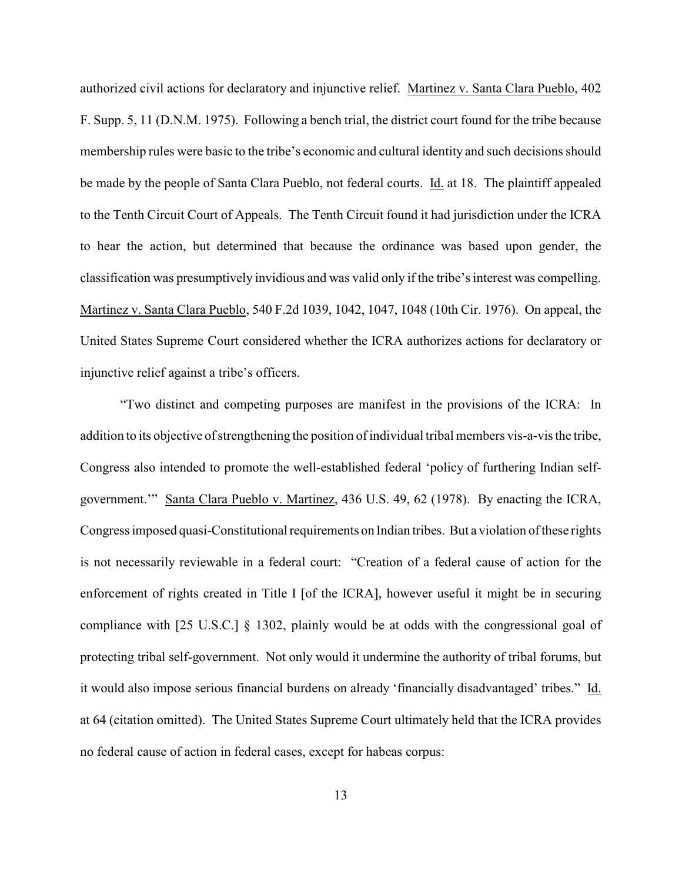authorized civil actions for declaratory and injunctive relief. Martinez v. Santa Clara Pueblo, 402 F. Supp. 5, 11 (D.N.M. 1975). Following a bench trial, the district court found for the tribe because membership rules were basic to the tribe's economic and cultural identity and such decisions should be made by the people of Santa Clara Pueblo, not federal courts. Id. at 18. The plaintiff appealed to the Tenth Circuit Court of Appeals. The Tenth Circuit found it had jurisdiction under the ICRA to hear the action, but determined that because the ordinance was based upon gender, the classification was presumptively invidious and was valid only if the tribe's interest was compelling. Martinez v. Santa Clara Pueblo, 540 F.2d 1039, 1042, 1047, 1048 (10th Cir. 1976). On appeal, the United States Supreme Court considered whether the ICRA authorizes actions for declaratory or injunctive relief against a tribe's officers.

"Two distinct and competing purposes are manifest in the provisions of the ICRA: In addition to its objective of strengthening the position of individual tribal members vis-a-vis the tribe, Congress also intended to promote the well-established federal 'policy of furthering Indian self-government.'" Santa Clara Pueblo v. Martinez, 436 U.S. 49, 62 (1978). By enacting the ICRA, Congress imposed quasi-Constitutional requirements on Indian tribes. But a violation of these rights is not necessarily reviewable in a federal court: "Creation of a federal cause of action for the enforcement of rights created in Title I [of the ICRA], however useful it might be in securing compliance with [25 U.S.C.] § 1302, plainly would be at odds with the congressional goal of protecting tribal self-government. Not only would it undermine the authority of tribal forums, but it would also impose serious financial burdens on already 'financially disadvantaged' tribes." Id. at 64 (citation omitted). The United States Supreme Court ultimately held that the ICRA provides no federal cause of action in federal cases, except for habeas corpus: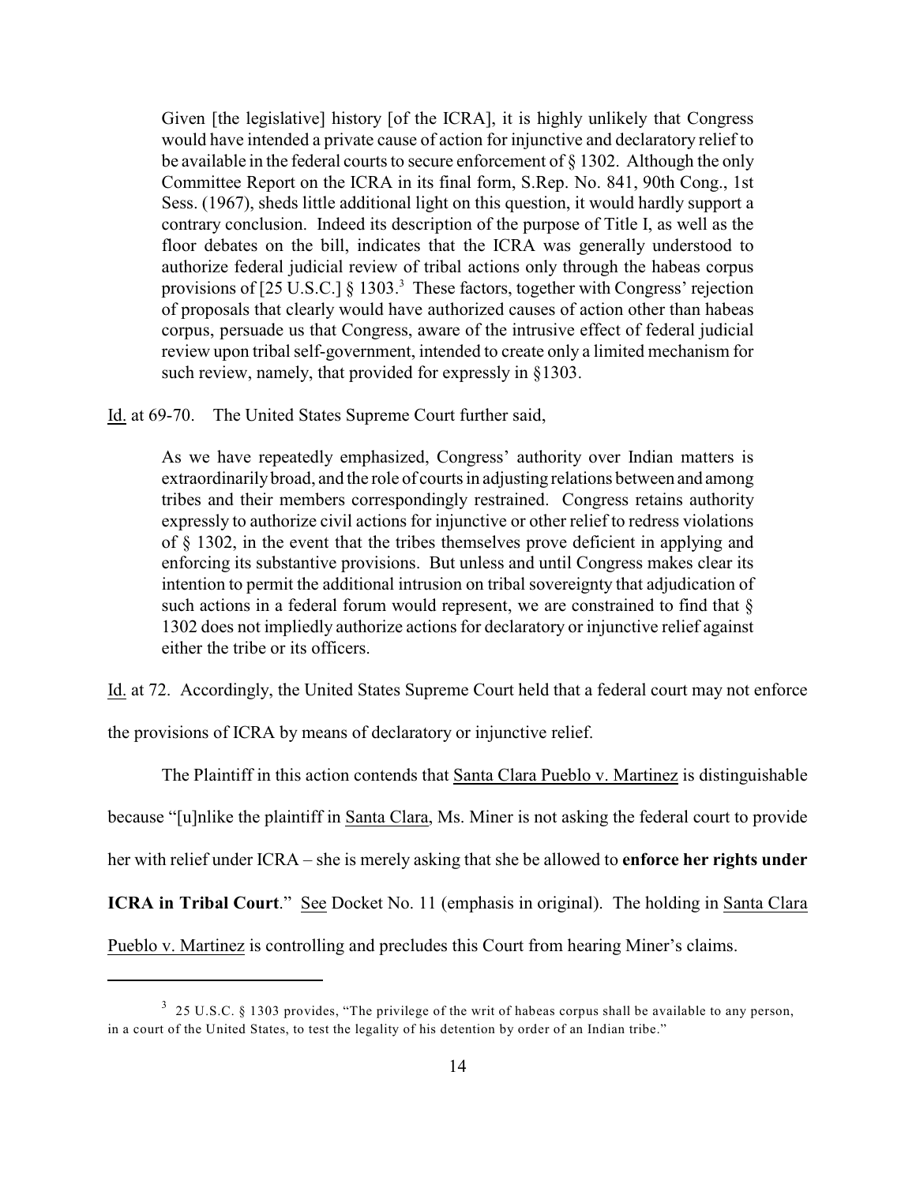> Given [the legislative] history [of the ICRA], it is highly unlikely that Congress would have intended a private cause of action for injunctive and declaratory relief to be available in the federal courts to secure enforcement of § 1302. Although the only Committee Report on the ICRA in its final form, S.Rep. No. 841, 90th Cong., 1st Sess. (1967), sheds little additional light on this question, it would hardly support a contrary conclusion. Indeed its description of the purpose of Title I, as well as the floor debates on the bill, indicates that the ICRA was generally understood to authorize federal judicial review of tribal actions only through the habeas corpus provisions of [25 U.S.C.] § 1303.[3] These factors, together with Congress' rejection of proposals that clearly would have authorized causes of action other than habeas corpus, persuade us that Congress, aware of the intrusive effect of federal judicial review upon tribal self-government, intended to create only a limited mechanism for such review, namely, that provided for expressly in §1303.

Id. at 69-70. The United States Supreme Court further said,

> As we have repeatedly emphasized, Congress' authority over Indian matters is extraordinarily broad, and the role of courts in adjusting relations between and among tribes and their members correspondingly restrained. Congress retains authority expressly to authorize civil actions for injunctive or other relief to redress violations of § 1302, in the event that the tribes themselves prove deficient in applying and enforcing its substantive provisions. But unless and until Congress makes clear its intention to permit the additional intrusion on tribal sovereignty that adjudication of such actions in a federal forum would represent, we are constrained to find that § 1302 does not impliedly authorize actions for declaratory or injunctive relief against either the tribe or its officers.

Id. at 72. Accordingly, the United States Supreme Court held that a federal court may not enforce the provisions of ICRA by means of declaratory or injunctive relief.

The Plaintiff in this action contends that Santa Clara Pueblo v. Martinez is distinguishable because "[u]nlike the plaintiff in Santa Clara, Ms. Miner is not asking the federal court to provide her with relief under ICRA – she is merely asking that she be allowed to **enforce her rights under ICRA in Tribal Court**." See Docket No. 11 (emphasis in original). The holding in Santa Clara Pueblo v. Martinez is controlling and precludes this Court from hearing Miner's claims.

---

[3] 25 U.S.C. § 1303 provides, "The privilege of the writ of habeas corpus shall be available to any person, in a court of the United States, to test the legality of his detention by order of an Indian tribe."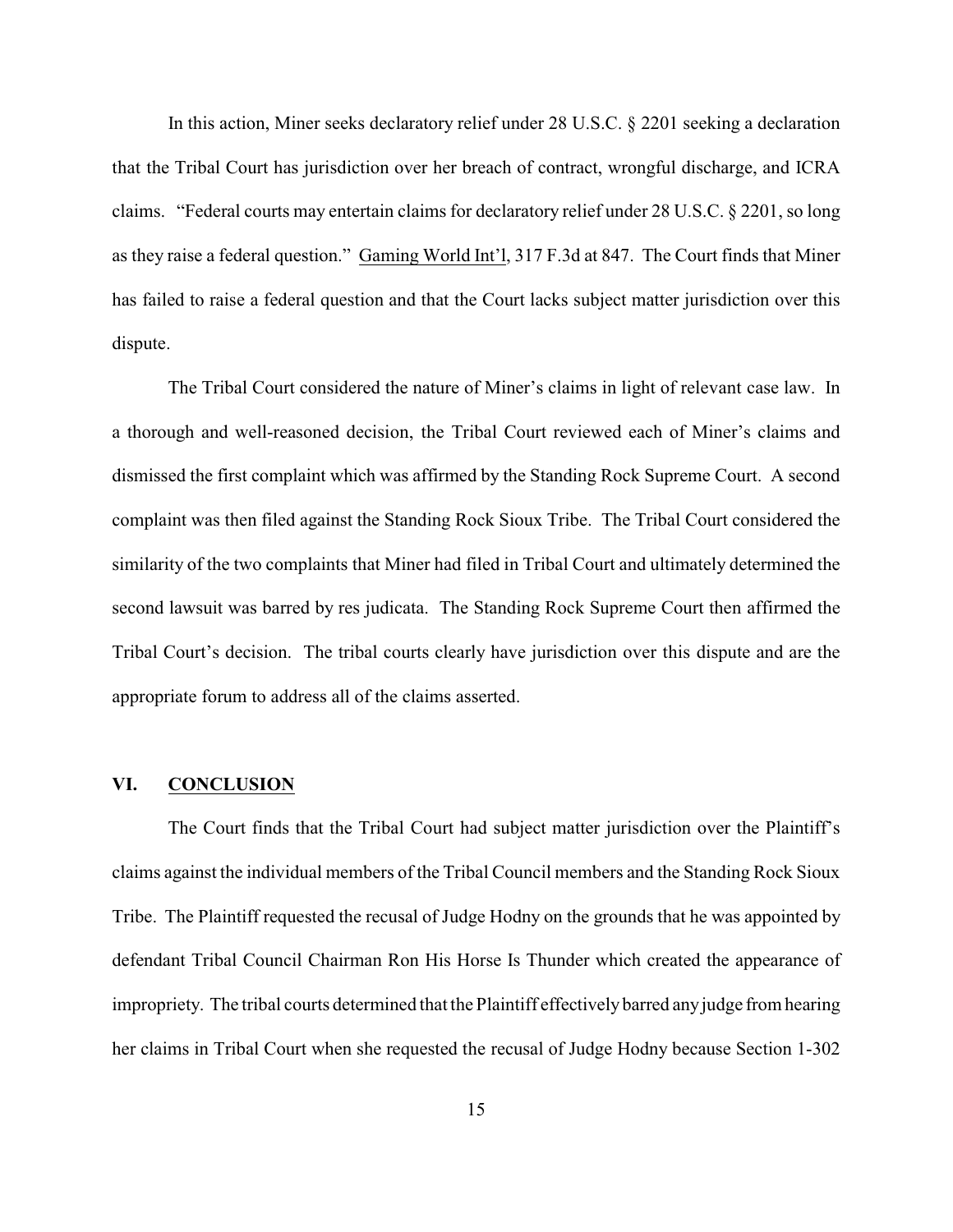In this action, Miner seeks declaratory relief under 28 U.S.C. § 2201 seeking a declaration that the Tribal Court has jurisdiction over her breach of contract, wrongful discharge, and ICRA claims. "Federal courts may entertain claims for declaratory relief under 28 U.S.C. § 2201, so long as they raise a federal question." Gaming World Int'l, 317 F.3d at 847. The Court finds that Miner has failed to raise a federal question and that the Court lacks subject matter jurisdiction over this dispute.

The Tribal Court considered the nature of Miner's claims in light of relevant case law. In a thorough and well-reasoned decision, the Tribal Court reviewed each of Miner's claims and dismissed the first complaint which was affirmed by the Standing Rock Supreme Court. A second complaint was then filed against the Standing Rock Sioux Tribe. The Tribal Court considered the similarity of the two complaints that Miner had filed in Tribal Court and ultimately determined the second lawsuit was barred by res judicata. The Standing Rock Supreme Court then affirmed the Tribal Court's decision. The tribal courts clearly have jurisdiction over this dispute and are the appropriate forum to address all of the claims asserted.

## VI. CONCLUSION

The Court finds that the Tribal Court had subject matter jurisdiction over the Plaintiff's claims against the individual members of the Tribal Council members and the Standing Rock Sioux Tribe. The Plaintiff requested the recusal of Judge Hodny on the grounds that he was appointed by defendant Tribal Council Chairman Ron His Horse Is Thunder which created the appearance of impropriety. The tribal courts determined that the Plaintiff effectively barred any judge from hearing her claims in Tribal Court when she requested the recusal of Judge Hodny because Section 1-302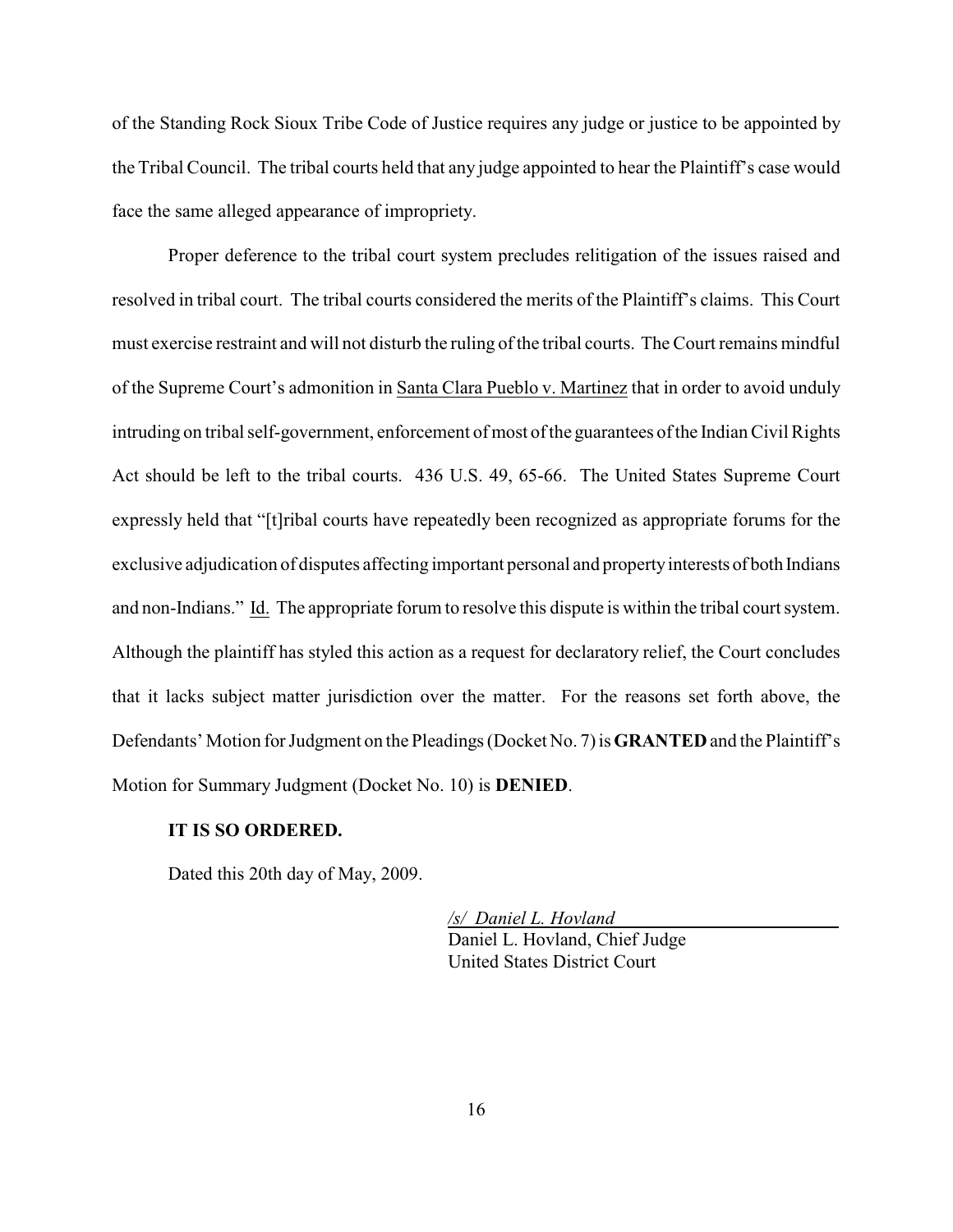of the Standing Rock Sioux Tribe Code of Justice requires any judge or justice to be appointed by the Tribal Council. The tribal courts held that any judge appointed to hear the Plaintiff's case would face the same alleged appearance of impropriety.

Proper deference to the tribal court system precludes relitigation of the issues raised and resolved in tribal court. The tribal courts considered the merits of the Plaintiff's claims. This Court must exercise restraint and will not disturb the ruling of the tribal courts. The Court remains mindful of the Supreme Court's admonition in Santa Clara Pueblo v. Martinez that in order to avoid unduly intruding on tribal self-government, enforcement of most of the guarantees of the Indian Civil Rights Act should be left to the tribal courts. 436 U.S. 49, 65-66. The United States Supreme Court expressly held that "[t]ribal courts have repeatedly been recognized as appropriate forums for the exclusive adjudication of disputes affecting important personal and property interests of both Indians and non-Indians." Id. The appropriate forum to resolve this dispute is within the tribal court system. Although the plaintiff has styled this action as a request for declaratory relief, the Court concludes that it lacks subject matter jurisdiction over the matter. For the reasons set forth above, the Defendants' Motion for Judgment on the Pleadings (Docket No. 7) is **GRANTED** and the Plaintiff's Motion for Summary Judgment (Docket No. 10) is **DENIED**.

**IT IS SO ORDERED.**

Dated this 20th day of May, 2009.

*/s/ Daniel L. Hovland*
Daniel L. Hovland, Chief Judge
United States District Court